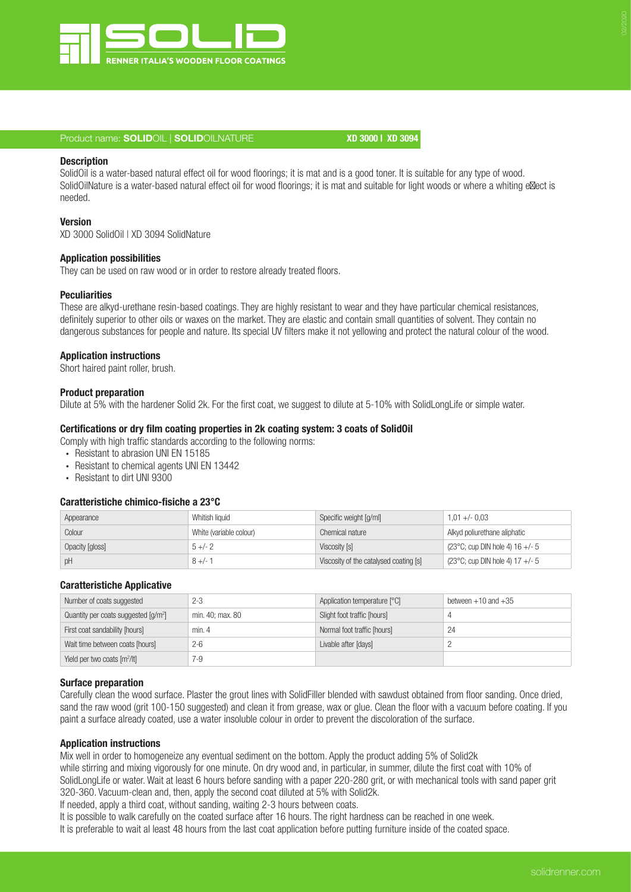# SOLID

RENNER ITALIA'S WOODEN FLOOR COATINGS

Product name: **SOLID**OIL | **SOLID**OILNATURE **XD 3000 | XD 3094**

### Description

SolidOil is a water-based natural effect oil for wood floorings; it is mat and is a good toner. It is suitable for any type of wood. SolidOilNature is a water-based natural effect oil for wood floorings; it is mat and suitable for light woods or where a whiting effect is needed.

### Version

XD 3000 SolidOil | XD 3094 SolidNature

### Application possibilities

They can be used on raw wood or in order to restore already treated floors.

### Peculiarities

These are alkyd-urethane resin-based coatings. They are highly resistant to wear and they have particular chemical resistances, definitely superior to other oils or waxes on the market. They are elastic and contain small quantities of solvent. They contain no dangerous substances for people and nature. Its special UV filters make it not yellowing and protect the natural colour of the wood.

### Application instructions

Short haired paint roller, brush.

### Product preparation

Dilute at 5% with the hardener Solid 2k. For the first coat, we suggest to dilute at 5-10% with SolidLongLife or simple water.

### Certifications or dry film coating properties in 2k coating system: 3 coats of SolidOil

Comply with high traffic standards according to the following norms:

- Resistant to abrasion UNI EN 15185
- Resistant to chemical agents UNI EN 13442
- Resistant to dirt UNI 9300

### Caratteristiche chimico-fisiche a 23°C

| Appearance | Whitish liquid | Specific weight [g/ml] | 1,01 +/- 0,03 |
|---|---|---|---|
| Colour | White (variable colour) | Chemical nature | Alkyd poliurethane aliphatic |
| Opacity [gloss] | 5 +/- 2 | Viscosity [s] | (23°C; cup DIN hole 4) 16 +/- 5 |
| pH | 8 +/- 1 | Viscosity of the catalysed coating [s] | (23°C; cup DIN hole 4) 17 +/- 5 |

### Caratteristiche Applicative

| Number of coats suggested | 2-3 | Application temperature [°C] | between +10 and +35 |
|---|---|---|---|
| Quantity per coats suggested [g/m$^2$] | min. 40; max. 80 | Slight foot traffic [hours] | 4 |
| First coat sandability [hours] | min. 4 | Normal foot traffic [hours] | 24 |
| Wait time between coats [hours] | 2-6 | Livable after [days] | 2 |
| Yield per two coats [m$^2$/lt] | 7-9 | | |

### Surface preparation

Carefully clean the wood surface. Plaster the grout lines with SolidFiller blended with sawdust obtained from floor sanding. Once dried, sand the raw wood (grit 100-150 suggested) and clean it from grease, wax or glue. Clean the floor with a vacuum before coating. If you paint a surface already coated, use a water insoluble colour in order to prevent the discoloration of the surface.

### Application instructions

Mix well in order to homogeneize any eventual sediment on the bottom. Apply the product adding 5% of Solid2k while stirring and mixing vigorously for one minute. On dry wood and, in particular, in summer, dilute the first coat with 10% of SolidLongLife or water. Wait at least 6 hours before sanding with a paper 220-280 grit, or with mechanical tools with sand paper grit 320-360. Vacuum-clean and, then, apply the second coat diluted at 5% with Solid2k.

If needed, apply a third coat, without sanding, waiting 2-3 hours between coats.

It is possible to walk carefully on the coated surface after 16 hours. The right hardness can be reached in one week.

It is preferable to wait al least 48 hours from the last coat application before putting furniture inside of the coated space.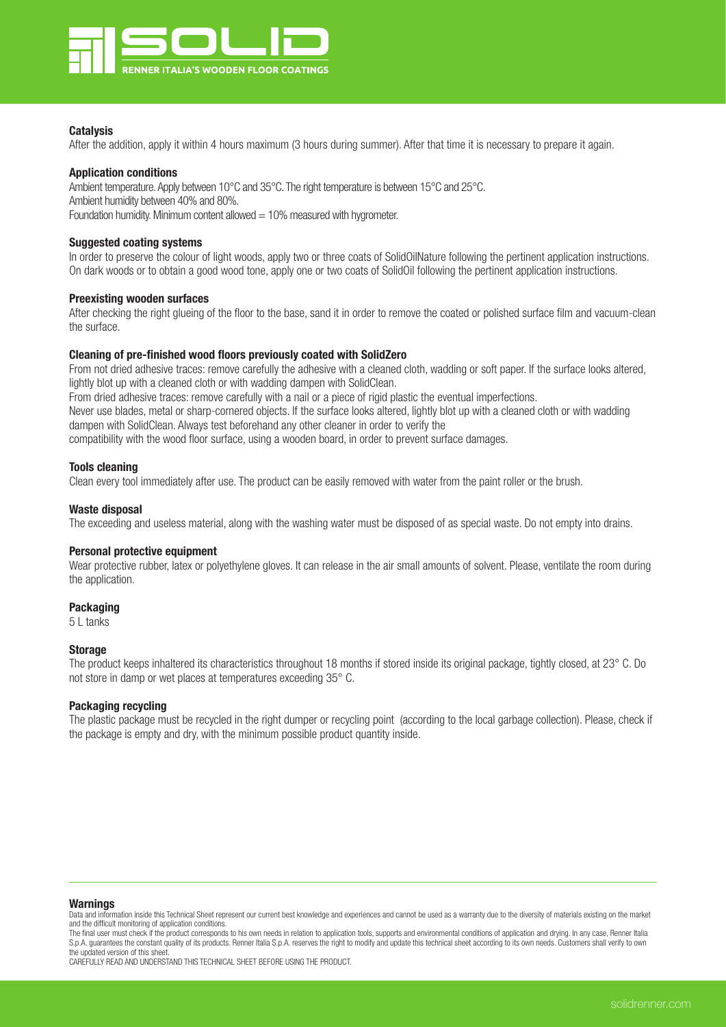**Catalysis**

After the addition, apply it within 4 hours maximum (3 hours during summer). After that time it is necessary to prepare it again.

**Application conditions**

Ambient temperature. Apply between 10°C and 35°C. The right temperature is between 15°C and 25°C.
Ambient humidity between 40% and 80%.
Foundation humidity. Minimum content allowed = 10% measured with hygrometer.

**Suggested coating systems**

In order to preserve the colour of light woods, apply two or three coats of SolidOilNature following the pertinent application instructions. On dark woods or to obtain a good wood tone, apply one or two coats of SolidOil following the pertinent application instructions.

**Preexisting wooden surfaces**

After checking the right glueing of the floor to the base, sand it in order to remove the coated or polished surface film and vacuum-clean the surface.

**Cleaning of pre-finished wood floors previously coated with SolidZero**

From not dried adhesive traces: remove carefully the adhesive with a cleaned cloth, wadding or soft paper. If the surface looks altered, lightly blot up with a cleaned cloth or with wadding dampen with SolidClean.
From dried adhesive traces: remove carefully with a nail or a piece of rigid plastic the eventual imperfections.
Never use blades, metal or sharp-cornered objects. If the surface looks altered, lightly blot up with a cleaned cloth or with wadding dampen with SolidClean. Always test beforehand any other cleaner in order to verify the
compatibility with the wood floor surface, using a wooden board, in order to prevent surface damages.

**Tools cleaning**

Clean every tool immediately after use. The product can be easily removed with water from the paint roller or the brush.

**Waste disposal**

The exceeding and useless material, along with the washing water must be disposed of as special waste. Do not empty into drains.

**Personal protective equipment**

Wear protective rubber, latex or polyethylene gloves. It can release in the air small amounts of solvent. Please, ventilate the room during the application.

**Packaging**

5 L tanks

**Storage**

The product keeps inhaltered its characteristics throughout 18 months if stored inside its original package, tightly closed, at 23° C. Do not store in damp or wet places at temperatures exceeding 35° C.

**Packaging recycling**

The plastic package must be recycled in the right dumper or recycling point (according to the local garbage collection). Please, check if the package is empty and dry, with the minimum possible product quantity inside.

**Warnings**

Data and information inside this Technical Sheet represent our current best knowledge and experiences and cannot be used as a warranty due to the diversity of materials existing on the market and the difficult monitoring of application conditions.
The final user must check if the product corresponds to his own needs in relation to application tools, supports and environmental conditions of application and drying. In any case, Renner Italia S.p.A. guarantees the constant quality of its products. Renner Italia S.p.A. reserves the right to modify and update this technical sheet according to its own needs. Customers shall verify to own the updated version of this sheet.
CAREFULLY READ AND UNDERSTAND THIS TECHNICAL SHEET BEFORE USING THE PRODUCT.